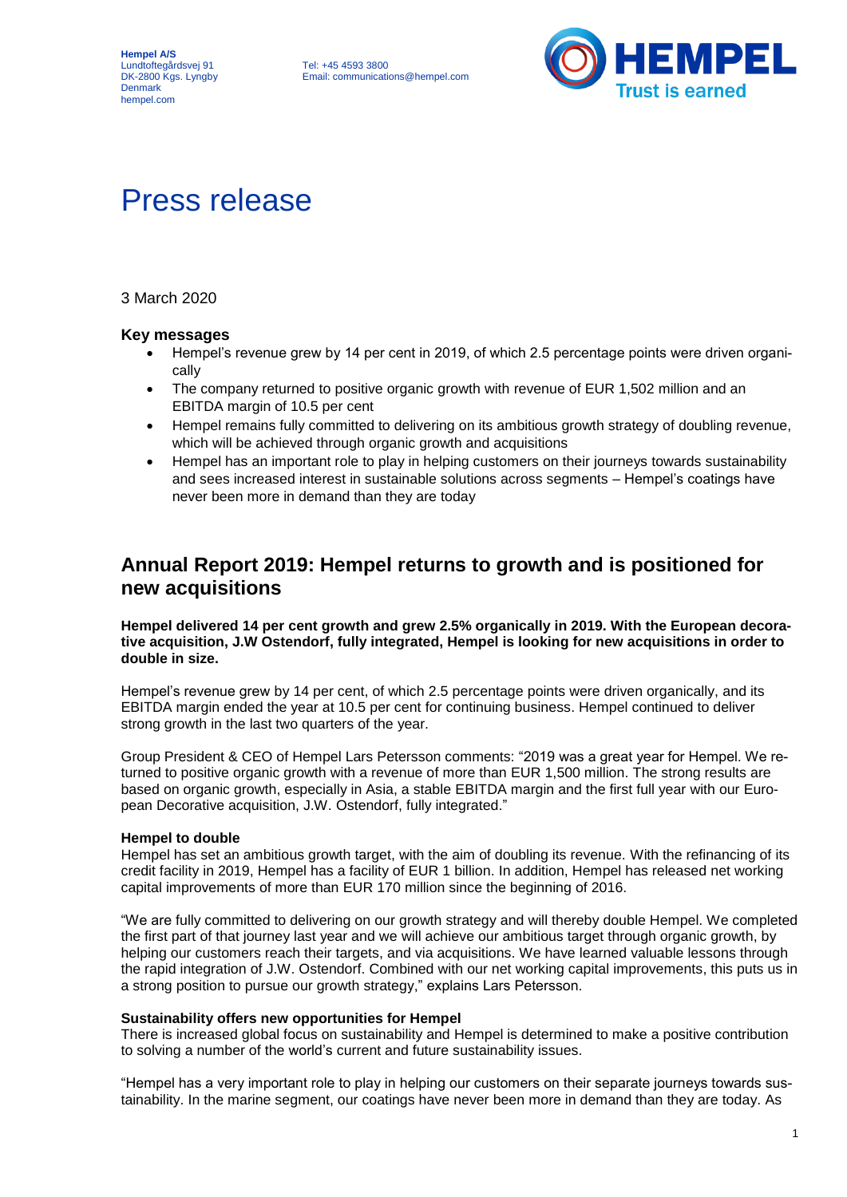**Hempel A/S**
Lundtoftegårdsvej 91
DK-2800 Kgs. Lyngby
Denmark
hempel.com

Tel: +45 4593 3800
Email: communications@hempel.com

# Press release

3 March 2020

### Key messages

- Hempel's revenue grew by 14 per cent in 2019, of which 2.5 percentage points were driven organically
- The company returned to positive organic growth with revenue of EUR 1,502 million and an EBITDA margin of 10.5 per cent
- Hempel remains fully committed to delivering on its ambitious growth strategy of doubling revenue, which will be achieved through organic growth and acquisitions
- Hempel has an important role to play in helping customers on their journeys towards sustainability and sees increased interest in sustainable solutions across segments – Hempel's coatings have never been more in demand than they are today

## Annual Report 2019: Hempel returns to growth and is positioned for new acquisitions

**Hempel delivered 14 per cent growth and grew 2.5% organically in 2019. With the European decorative acquisition, J.W Ostendorf, fully integrated, Hempel is looking for new acquisitions in order to double in size.**

Hempel's revenue grew by 14 per cent, of which 2.5 percentage points were driven organically, and its EBITDA margin ended the year at 10.5 per cent for continuing business. Hempel continued to deliver strong growth in the last two quarters of the year.

Group President & CEO of Hempel Lars Petersson comments: "2019 was a great year for Hempel. We returned to positive organic growth with a revenue of more than EUR 1,500 million. The strong results are based on organic growth, especially in Asia, a stable EBITDA margin and the first full year with our European Decorative acquisition, J.W. Ostendorf, fully integrated."

**Hempel to double**
Hempel has set an ambitious growth target, with the aim of doubling its revenue. With the refinancing of its credit facility in 2019, Hempel has a facility of EUR 1 billion. In addition, Hempel has released net working capital improvements of more than EUR 170 million since the beginning of 2016.

"We are fully committed to delivering on our growth strategy and will thereby double Hempel. We completed the first part of that journey last year and we will achieve our ambitious target through organic growth, by helping our customers reach their targets, and via acquisitions. We have learned valuable lessons through the rapid integration of J.W. Ostendorf. Combined with our net working capital improvements, this puts us in a strong position to pursue our growth strategy," explains Lars Petersson.

**Sustainability offers new opportunities for Hempel**
There is increased global focus on sustainability and Hempel is determined to make a positive contribution to solving a number of the world's current and future sustainability issues.

"Hempel has a very important role to play in helping our customers on their separate journeys towards sustainability. In the marine segment, our coatings have never been more in demand than they are today. As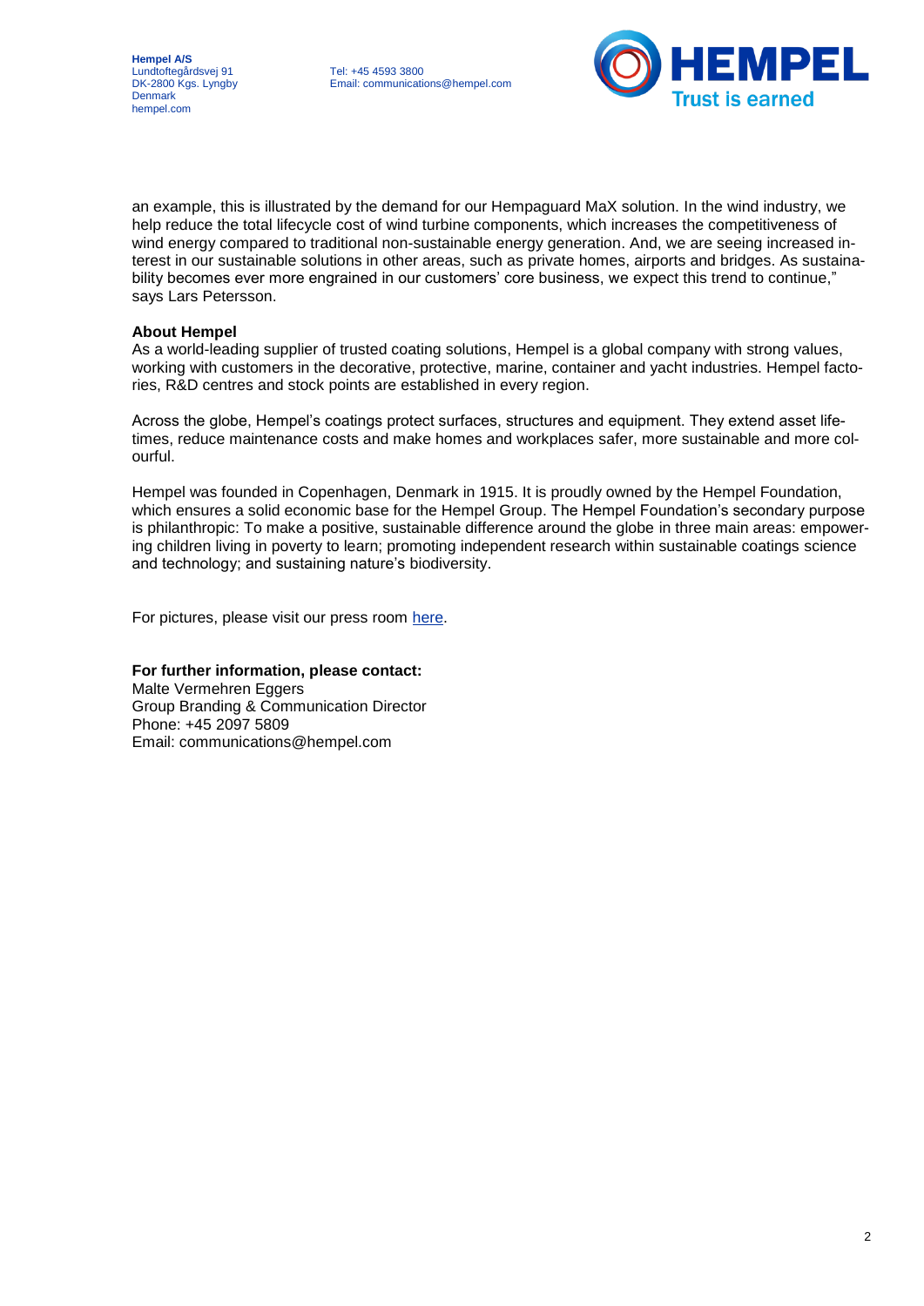an example, this is illustrated by the demand for our Hempaguard MaX solution. In the wind industry, we help reduce the total lifecycle cost of wind turbine components, which increases the competitiveness of wind energy compared to traditional non-sustainable energy generation. And, we are seeing increased interest in our sustainable solutions in other areas, such as private homes, airports and bridges. As sustainability becomes ever more engrained in our customers' core business, we expect this trend to continue," says Lars Petersson.

**About Hempel**

As a world-leading supplier of trusted coating solutions, Hempel is a global company with strong values, working with customers in the decorative, protective, marine, container and yacht industries. Hempel factories, R&D centres and stock points are established in every region.

Across the globe, Hempel's coatings protect surfaces, structures and equipment. They extend asset lifetimes, reduce maintenance costs and make homes and workplaces safer, more sustainable and more colourful.

Hempel was founded in Copenhagen, Denmark in 1915. It is proudly owned by the Hempel Foundation, which ensures a solid economic base for the Hempel Group. The Hempel Foundation's secondary purpose is philanthropic: To make a positive, sustainable difference around the globe in three main areas: empowering children living in poverty to learn; promoting independent research within sustainable coatings science and technology; and sustaining nature's biodiversity.

For pictures, please visit our press room [here](#).

**For further information, please contact:**
Malte Vermehren Eggers
Group Branding & Communication Director
Phone: +45 2097 5809
Email: communications@hempel.com